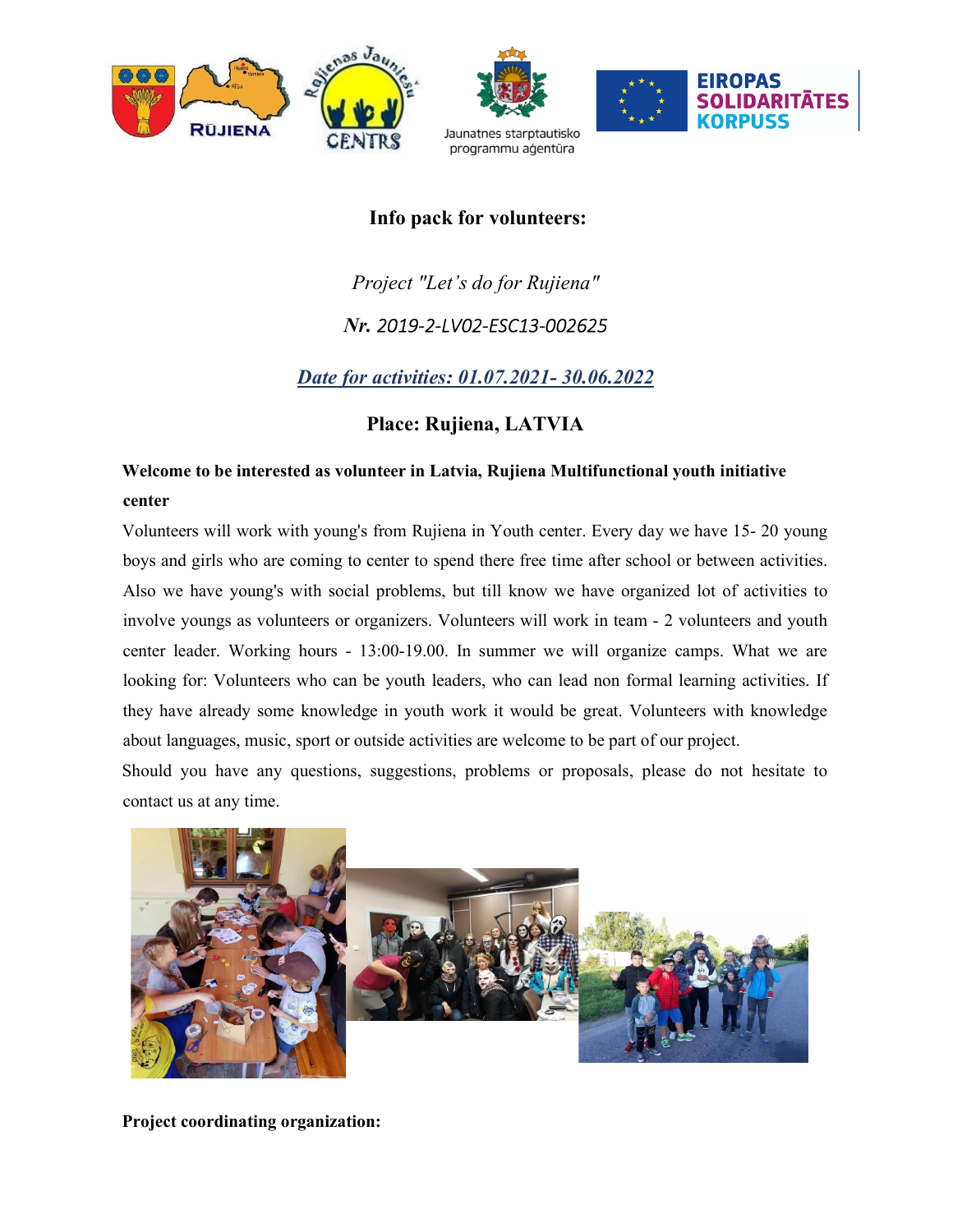## Info pack for volunteers:

*Project "Let's do for Rujiena"*

***Nr.*** *2019-2-LV02-ESC13-002625*

***Date for activities: 01.07.2021- 30.06.2022***

### Place: Rujiena, LATVIA

**Welcome to be interested as volunteer in Latvia, Rujiena Multifunctional youth initiative center**

Volunteers will work with young's from Rujiena in Youth center. Every day we have 15- 20 young boys and girls who are coming to center to spend there free time after school or between activities. Also we have young's with social problems, but till know we have organized lot of activities to involve youngs as volunteers or organizers. Volunteers will work in team - 2 volunteers and youth center leader. Working hours - 13:00-19.00. In summer we will organize camps. What we are looking for: Volunteers who can be youth leaders, who can lead non formal learning activities. If they have already some knowledge in youth work it would be great. Volunteers with knowledge about languages, music, sport or outside activities are welcome to be part of our project.

Should you have any questions, suggestions, problems or proposals, please do not hesitate to contact us at any time.

**Project coordinating organization:**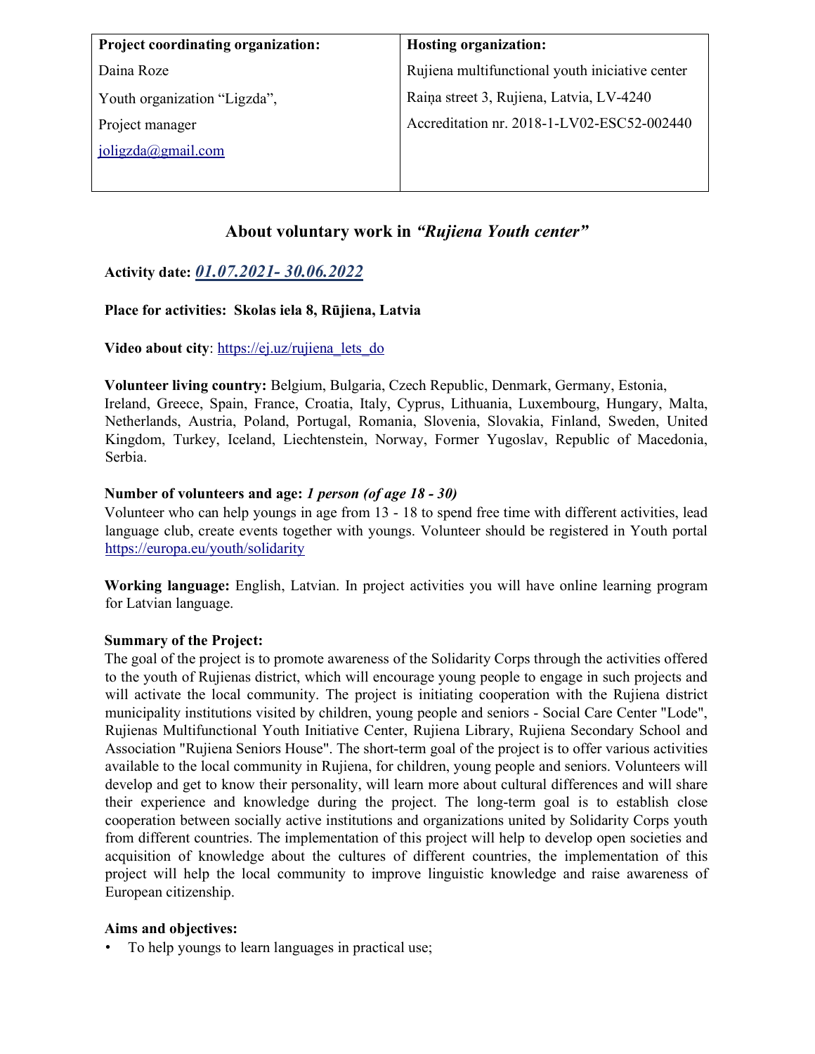| **Project coordinating organization:** | **Hosting organization:** |
| --- | --- |
| Daina Roze | Rujiena multifunctional youth iniciative center |
| Youth organization "Ligzda", | Raiņa street 3, Rujiena, Latvia, LV-4240 |
| Project manager | Accreditation nr. 2018-1-LV02-ESC52-002440 |
| joligzda@gmail.com | |

## About voluntary work in *"Rujiena Youth center"*

**Activity date:** ***01.07.2021- 30.06.2022***

**Place for activities: Skolas iela 8, Rūjiena, Latvia**

**Video about city**: https://ej.uz/rujiena_lets_do

**Volunteer living country:** Belgium, Bulgaria, Czech Republic, Denmark, Germany, Estonia, Ireland, Greece, Spain, France, Croatia, Italy, Cyprus, Lithuania, Luxembourg, Hungary, Malta, Netherlands, Austria, Poland, Portugal, Romania, Slovenia, Slovakia, Finland, Sweden, United Kingdom, Turkey, Iceland, Liechtenstein, Norway, Former Yugoslav, Republic of Macedonia, Serbia.

**Number of volunteers and age:** ***1 person (of age 18 - 30)***
Volunteer who can help youngs in age from 13 - 18 to spend free time with different activities, lead language club, create events together with youngs. Volunteer should be registered in Youth portal https://europa.eu/youth/solidarity

**Working language:** English, Latvian. In project activities you will have online learning program for Latvian language.

**Summary of the Project:**
The goal of the project is to promote awareness of the Solidarity Corps through the activities offered to the youth of Rujienas district, which will encourage young people to engage in such projects and will activate the local community. The project is initiating cooperation with the Rujiena district municipality institutions visited by children, young people and seniors - Social Care Center "Lode", Rujienas Multifunctional Youth Initiative Center, Rujiena Library, Rujiena Secondary School and Association "Rujiena Seniors House". The short-term goal of the project is to offer various activities available to the local community in Rujiena, for children, young people and seniors. Volunteers will develop and get to know their personality, will learn more about cultural differences and will share their experience and knowledge during the project. The long-term goal is to establish close cooperation between socially active institutions and organizations united by Solidarity Corps youth from different countries. The implementation of this project will help to develop open societies and acquisition of knowledge about the cultures of different countries, the implementation of this project will help the local community to improve linguistic knowledge and raise awareness of European citizenship.

**Aims and objectives:**

- To help youngs to learn languages in practical use;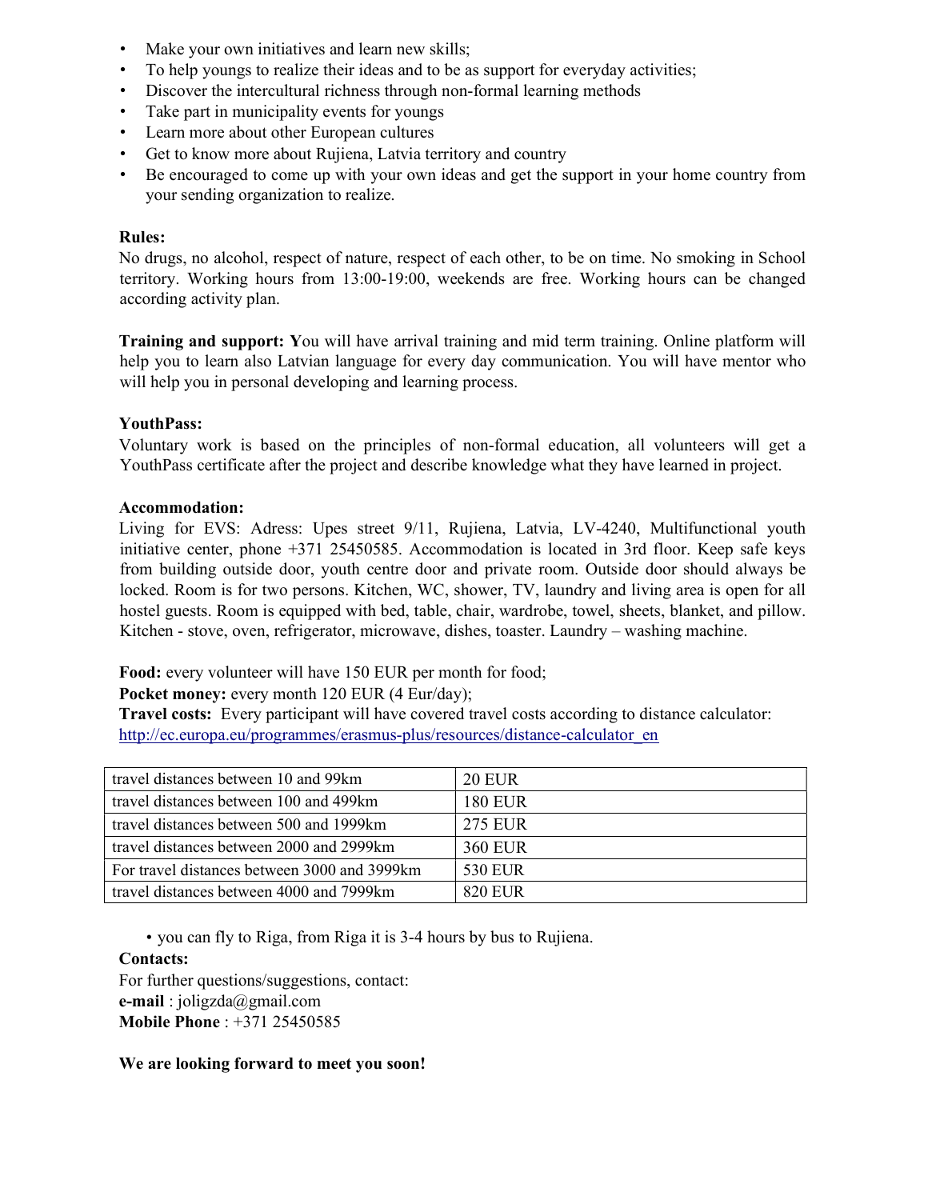- Make your own initiatives and learn new skills;
- To help youngs to realize their ideas and to be as support for everyday activities;
- Discover the intercultural richness through non-formal learning methods
- Take part in municipality events for youngs
- Learn more about other European cultures
- Get to know more about Rujiena, Latvia territory and country
- Be encouraged to come up with your own ideas and get the support in your home country from your sending organization to realize.

**Rules:**

No drugs, no alcohol, respect of nature, respect of each other, to be on time. No smoking in School territory. Working hours from 13:00-19:00, weekends are free. Working hours can be changed according activity plan.

**Training and support: Y**ou will have arrival training and mid term training. Online platform will help you to learn also Latvian language for every day communication. You will have mentor who will help you in personal developing and learning process.

**YouthPass:**

Voluntary work is based on the principles of non-formal education, all volunteers will get a YouthPass certificate after the project and describe knowledge what they have learned in project.

**Accommodation:**

Living for EVS: Adress: Upes street 9/11, Rujiena, Latvia, LV-4240, Multifunctional youth initiative center, phone +371 25450585. Accommodation is located in 3rd floor. Keep safe keys from building outside door, youth centre door and private room. Outside door should always be locked. Room is for two persons. Kitchen, WC, shower, TV, laundry and living area is open for all hostel guests. Room is equipped with bed, table, chair, wardrobe, towel, sheets, blanket, and pillow. Kitchen - stove, oven, refrigerator, microwave, dishes, toaster. Laundry – washing machine.

**Food:** every volunteer will have 150 EUR per month for food;
**Pocket money:** every month 120 EUR (4 Eur/day);
**Travel costs:** Every participant will have covered travel costs according to distance calculator: http://ec.europa.eu/programmes/erasmus-plus/resources/distance-calculator_en

| | |
|---|---|
| travel distances between 10 and 99km | 20 EUR |
| travel distances between 100 and 499km | 180 EUR |
| travel distances between 500 and 1999km | 275 EUR |
| travel distances between 2000 and 2999km | 360 EUR |
| For travel distances between 3000 and 3999km | 530 EUR |
| travel distances between 4000 and 7999km | 820 EUR |

- you can fly to Riga, from Riga it is 3-4 hours by bus to Rujiena.

**Contacts:**

For further questions/suggestions, contact:
**e-mail** : joligzda@gmail.com
**Mobile Phone** : +371 25450585

**We are looking forward to meet you soon!**